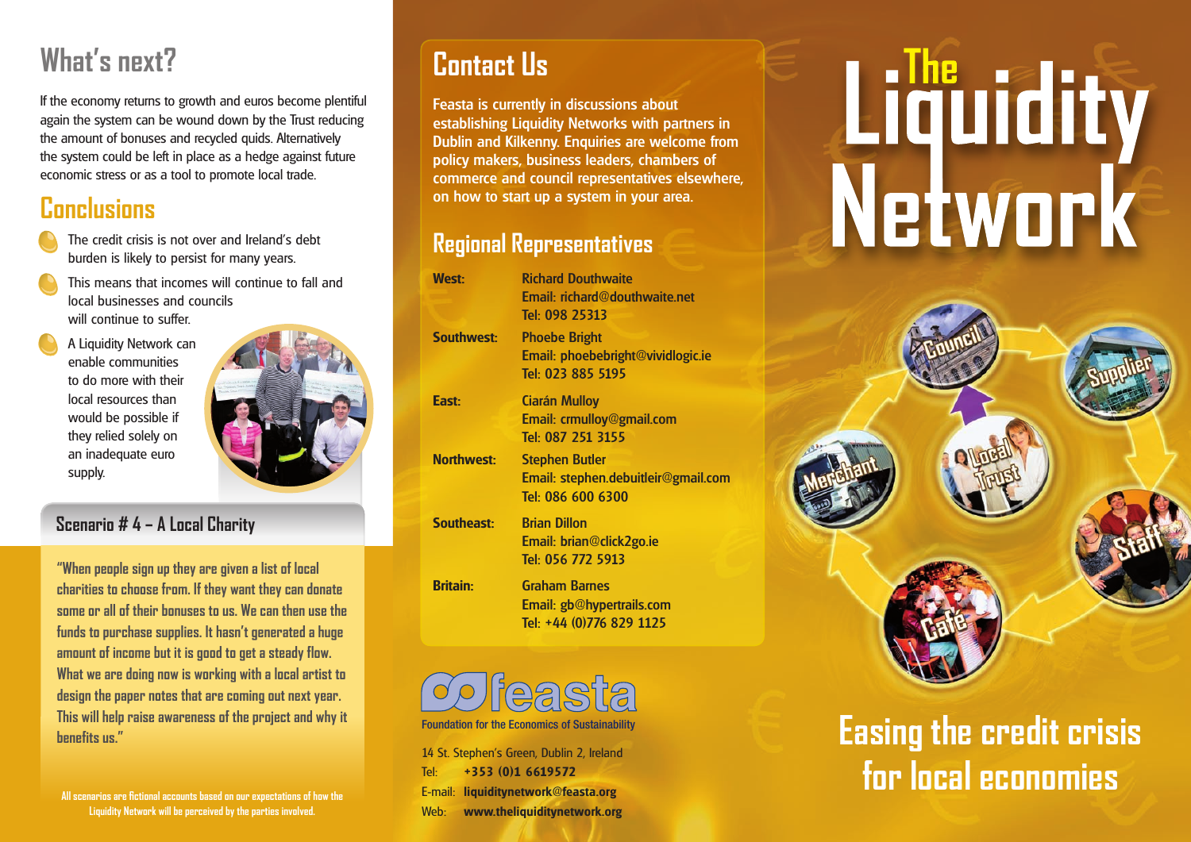## What's next?

If the economy returns to growth and euros become plentiful again the system can be wound down by the Trust reducing the amount of bonuses and recycled quids. Alternatively the system could be left in place as a hedge against future economic stress or as a tool to promote local trade.

## Conclusions

- The credit crisis is not over and Ireland's debt burden is likely to persist for many years.
- This means that incomes will continue to fall and local businesses and councils will continue to suffer.
- A Liquidity Network can enable communities to do more with their local resources than would be possible if they relied solely on an inadequate euro supply.

### Scenario # 4 – A Local Charity

"When people sign up they are given a list of local charities to choose from. If they want they can donate some or all of their bonuses to us. We can then use the funds to purchase supplies. It hasn't generated a huge amount of income but it is good to get a steady flow. What we are doing now is working with a local artist to design the paper notes that are coming out next year. This will help raise awareness of the project and why it benefits us."

All scenarios are fictional accounts based on our expectations of how the Liquidity Network will be perceived by the parties involved.

## Contact Us

Feasta is currently in discussions about establishing Liquidity Networks with partners in Dublin and Kilkenny. Enquiries are welcome from policy makers, business leaders, chambers of commerce and council representatives elsewhere, on how to start up a system in your area.

## Regional Representatives

| | |
|---|---|
| **West:** | Richard Douthwaite<br>Email: richard@douthwaite.net<br>Tel: 098 25313 |
| **Southwest:** | Phoebe Bright<br>Email: phoebebright@vividlogic.ie<br>Tel: 023 885 5195 |
| **East:** | Ciarán Mulloy<br>Email: crmulloy@gmail.com<br>Tel: 087 251 3155 |
| **Northwest:** | Stephen Butler<br>Email: stephen.debuitleir@gmail.com<br>Tel: 086 600 6300 |
| **Southeast:** | Brian Dillon<br>Email: brian@click2go.ie<br>Tel: 056 772 5913 |
| **Britain:** | Graham Barnes<br>Email: gb@hypertrails.com<br>Tel: +44 (0)776 829 1125 |

feasta

Foundation for the Economics of Sustainability

14 St. Stephen's Green, Dublin 2, Ireland
Tel: **+353 (0)1 6619572**
E-mail: **liquiditynetwork@feasta.org**
Web: **www.theliquiditynetwork.org**

# The Liquidity Network

Council
Supplier
Merchant
Local Trust
Staff
Café

## Easing the credit crisis for local economies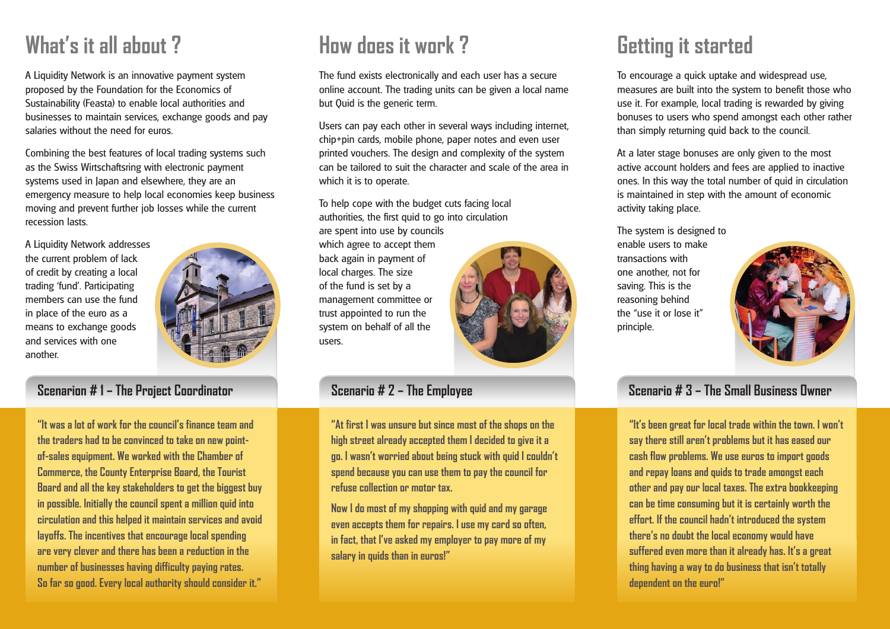## What's it all about ?

A Liquidity Network is an innovative payment system proposed by the Foundation for the Economics of Sustainability (Feasta) to enable local authorities and businesses to maintain services, exchange goods and pay salaries without the need for euros.

Combining the best features of local trading systems such as the Swiss Wirtschaftsring with electronic payment systems used in Japan and elsewhere, they are an emergency measure to help local economies keep business moving and prevent further job losses while the current recession lasts.

A Liquidity Network addresses the current problem of lack of credit by creating a local trading 'fund'. Participating members can use the fund in place of the euro as a means to exchange goods and services with one another.

### Scenario # 1 – The Project Coordinator

**"It was a lot of work for the council's finance team and the traders had to be convinced to take on new point-of-sales equipment. We worked with the Chamber of Commerce, the County Enterprise Board, the Tourist Board and all the key stakeholders to get the biggest buy in possible. Initially the council spent a million quid into circulation and this helped it maintain services and avoid layoffs. The incentives that encourage local spending are very clever and there has been a reduction in the number of businesses having difficulty paying rates. So far so good. Every local authority should consider it."**

## How does it work ?

The fund exists electronically and each user has a secure online account. The trading units can be given a local name but Quid is the generic term.

Users can pay each other in several ways including internet, chip+pin cards, mobile phone, paper notes and even user printed vouchers. The design and complexity of the system can be tailored to suit the character and scale of the area in which it is to operate.

To help cope with the budget cuts facing local authorities, the first quid to go into circulation are spent into use by councils which agree to accept them back again in payment of local charges. The size of the fund is set by a management committee or trust appointed to run the system on behalf of all the users.

### Scenario # 2 – The Employee

**"At first I was unsure but since most of the shops on the high street already accepted them I decided to give it a go. I wasn't worried about being stuck with quid I couldn't spend because you can use them to pay the council for refuse collection or motor tax.**

**Now I do most of my shopping with quid and my garage even accepts them for repairs. I use my card so often, in fact, that I've asked my employer to pay more of my salary in quids than in euros!"**

## Getting it started

To encourage a quick uptake and widespread use, measures are built into the system to benefit those who use it. For example, local trading is rewarded by giving bonuses to users who spend amongst each other rather than simply returning quid back to the council.

At a later stage bonuses are only given to the most active account holders and fees are applied to inactive ones. In this way the total number of quid in circulation is maintained in step with the amount of economic activity taking place.

The system is designed to enable users to make transactions with one another, not for saving. This is the reasoning behind the "use it or lose it" principle.

### Scenario # 3 – The Small Business Owner

**"It's been great for local trade within the town. I won't say there still aren't problems but it has eased our cash flow problems. We use euros to import goods and repay loans and quids to trade amongst each other and pay our local taxes. The extra bookkeeping can be time consuming but it is certainly worth the effort. If the council hadn't introduced the system there's no doubt the local economy would have suffered even more than it already has. It's a great thing having a way to do business that isn't totally dependent on the euro!"**